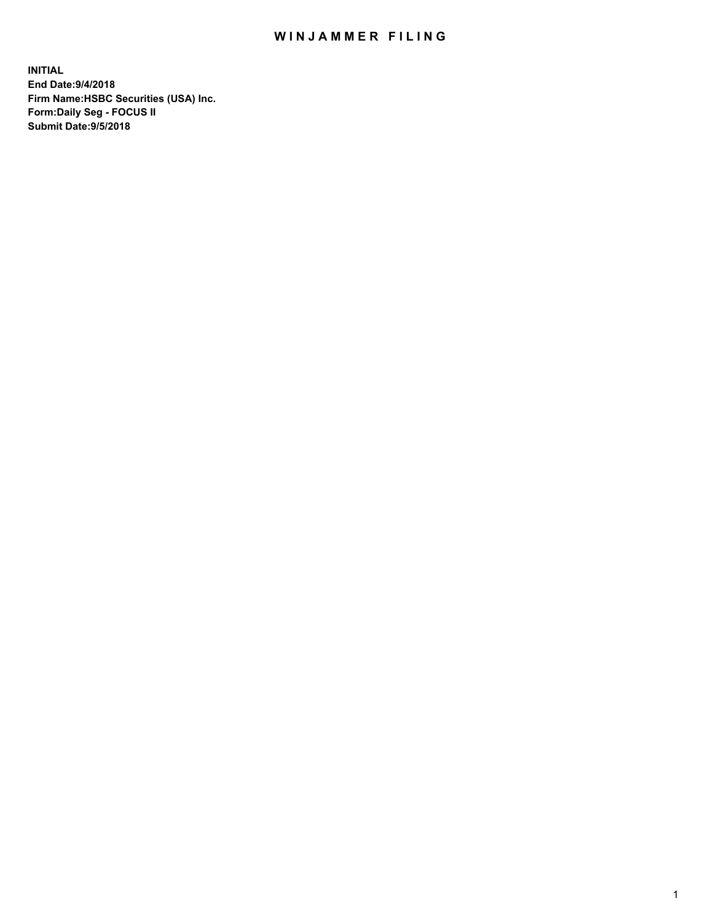# WINJAMMER FILING

**INITIAL**
**End Date:9/4/2018**
**Firm Name:HSBC Securities (USA) Inc.**
**Form:Daily Seg - FOCUS II**
**Submit Date:9/5/2018**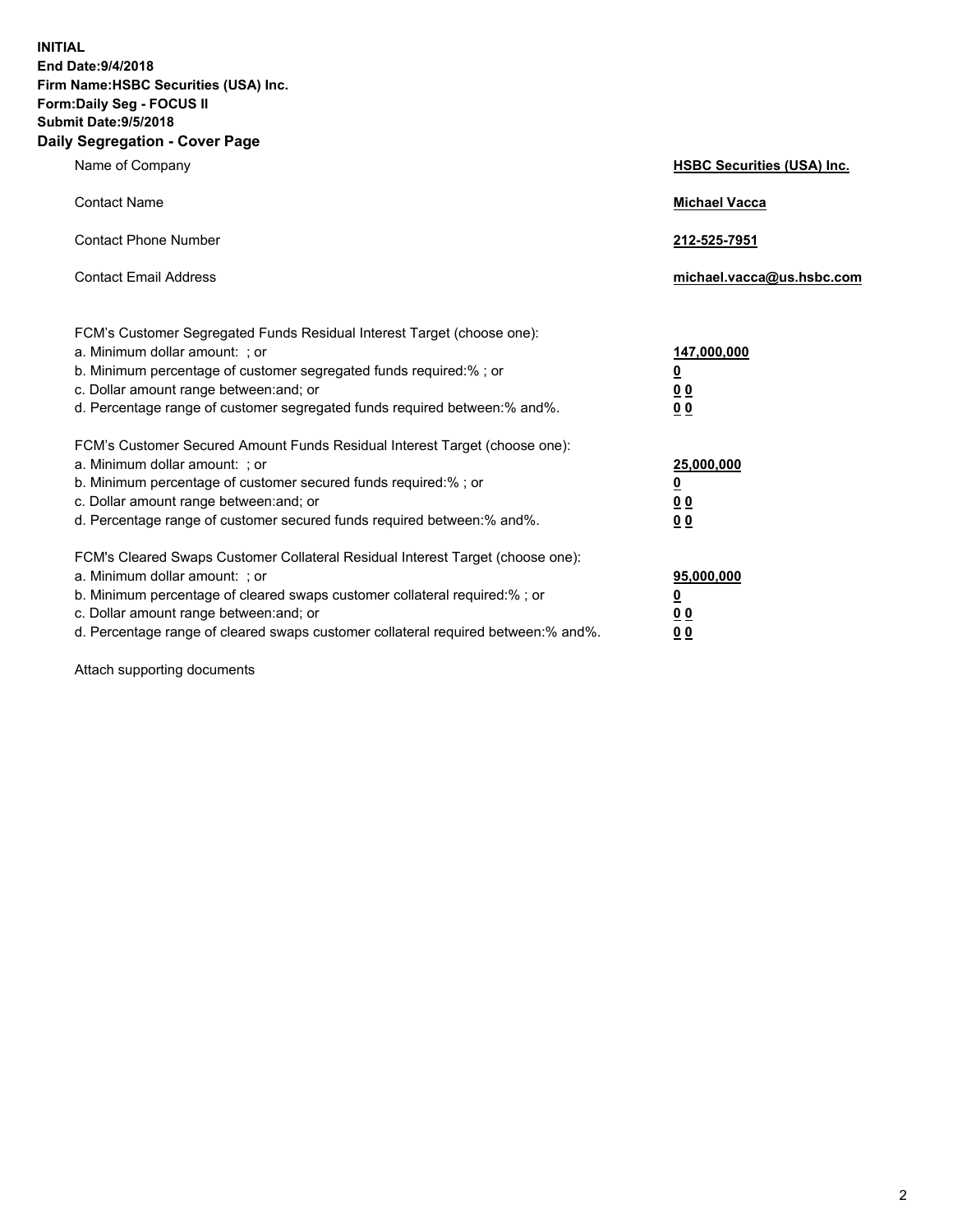**INITIAL**
**End Date:9/4/2018**
**Firm Name:HSBC Securities (USA) Inc.**
**Form:Daily Seg - FOCUS II**
**Submit Date:9/5/2018**

## Daily Segregation - Cover Page

| | |
|---|---|
| Name of Company | **HSBC Securities (USA) Inc.** |
| Contact Name | **Michael Vacca** |
| Contact Phone Number | **212-525-7951** |
| Contact Email Address | **michael.vacca@us.hsbc.com** |

| | |
|---|---|
| FCM's Customer Segregated Funds Residual Interest Target (choose one): | |
| a. Minimum dollar amount: ; or | **147,000,000** |
| b. Minimum percentage of customer segregated funds required:% ; or | **0** |
| c. Dollar amount range between:and; or | **0 0** |
| d. Percentage range of customer segregated funds required between:% and%. | **0 0** |
| FCM's Customer Secured Amount Funds Residual Interest Target (choose one): | |
| a. Minimum dollar amount: ; or | **25,000,000** |
| b. Minimum percentage of customer secured funds required:% ; or | **0** |
| c. Dollar amount range between:and; or | **0 0** |
| d. Percentage range of customer secured funds required between:% and%. | **0 0** |
| FCM's Cleared Swaps Customer Collateral Residual Interest Target (choose one): | |
| a. Minimum dollar amount: ; or | **95,000,000** |
| b. Minimum percentage of cleared swaps customer collateral required:% ; or | **0** |
| c. Dollar amount range between:and; or | **0 0** |
| d. Percentage range of cleared swaps customer collateral required between:% and%. | **0 0** |

Attach supporting documents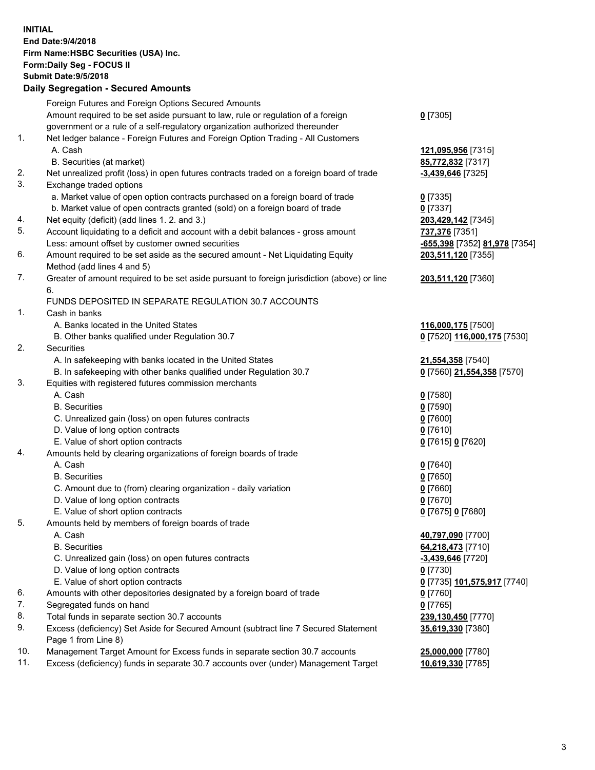**INITIAL**
**End Date:9/4/2018**
**Firm Name:HSBC Securities (USA) Inc.**
**Form:Daily Seg - FOCUS II**
**Submit Date:9/5/2018**

## Daily Segregation - Secured Amounts

| | | |
|---|---|---|
| | Foreign Futures and Foreign Options Secured Amounts | |
| | Amount required to be set aside pursuant to law, rule or regulation of a foreign government or a rule of a self-regulatory organization authorized thereunder | **0** [7305] |
| 1. | Net ledger balance - Foreign Futures and Foreign Option Trading - All Customers | |
| | A. Cash | **121,095,956** [7315] |
| | B. Securities (at market) | **85,772,832** [7317] |
| 2. | Net unrealized profit (loss) in open futures contracts traded on a foreign board of trade | **-3,439,646** [7325] |
| 3. | Exchange traded options | |
| | a. Market value of open option contracts purchased on a foreign board of trade | **0** [7335] |
| | b. Market value of open contracts granted (sold) on a foreign board of trade | **0** [7337] |
| 4. | Net equity (deficit) (add lines 1. 2. and 3.) | **203,429,142** [7345] |
| 5. | Account liquidating to a deficit and account with a debit balances - gross amount | **737,376** [7351] |
| | Less: amount offset by customer owned securities | **-655,398** [7352] **81,978** [7354] |
| 6. | Amount required to be set aside as the secured amount - Net Liquidating Equity Method (add lines 4 and 5) | **203,511,120** [7355] |
| 7. | Greater of amount required to be set aside pursuant to foreign jurisdiction (above) or line 6. | **203,511,120** [7360] |
| | FUNDS DEPOSITED IN SEPARATE REGULATION 30.7 ACCOUNTS | |
| 1. | Cash in banks | |
| | A. Banks located in the United States | **116,000,175** [7500] |
| | B. Other banks qualified under Regulation 30.7 | **0** [7520] **116,000,175** [7530] |
| 2. | Securities | |
| | A. In safekeeping with banks located in the United States | **21,554,358** [7540] |
| | B. In safekeeping with other banks qualified under Regulation 30.7 | **0** [7560] **21,554,358** [7570] |
| 3. | Equities with registered futures commission merchants | |
| | A. Cash | **0** [7580] |
| | B. Securities | **0** [7590] |
| | C. Unrealized gain (loss) on open futures contracts | **0** [7600] |
| | D. Value of long option contracts | **0** [7610] |
| | E. Value of short option contracts | **0** [7615] **0** [7620] |
| 4. | Amounts held by clearing organizations of foreign boards of trade | |
| | A. Cash | **0** [7640] |
| | B. Securities | **0** [7650] |
| | C. Amount due to (from) clearing organization - daily variation | **0** [7660] |
| | D. Value of long option contracts | **0** [7670] |
| | E. Value of short option contracts | **0** [7675] **0** [7680] |
| 5. | Amounts held by members of foreign boards of trade | |
| | A. Cash | **40,797,090** [7700] |
| | B. Securities | **64,218,473** [7710] |
| | C. Unrealized gain (loss) on open futures contracts | **-3,439,646** [7720] |
| | D. Value of long option contracts | **0** [7730] |
| | E. Value of short option contracts | **0** [7735] **101,575,917** [7740] |
| 6. | Amounts with other depositories designated by a foreign board of trade | **0** [7760] |
| 7. | Segregated funds on hand | **0** [7765] |
| 8. | Total funds in separate section 30.7 accounts | **239,130,450** [7770] |
| 9. | Excess (deficiency) Set Aside for Secured Amount (subtract line 7 Secured Statement Page 1 from Line 8) | **35,619,330** [7380] |
| 10. | Management Target Amount for Excess funds in separate section 30.7 accounts | **25,000,000** [7780] |
| 11. | Excess (deficiency) funds in separate 30.7 accounts over (under) Management Target | **10,619,330** [7785] |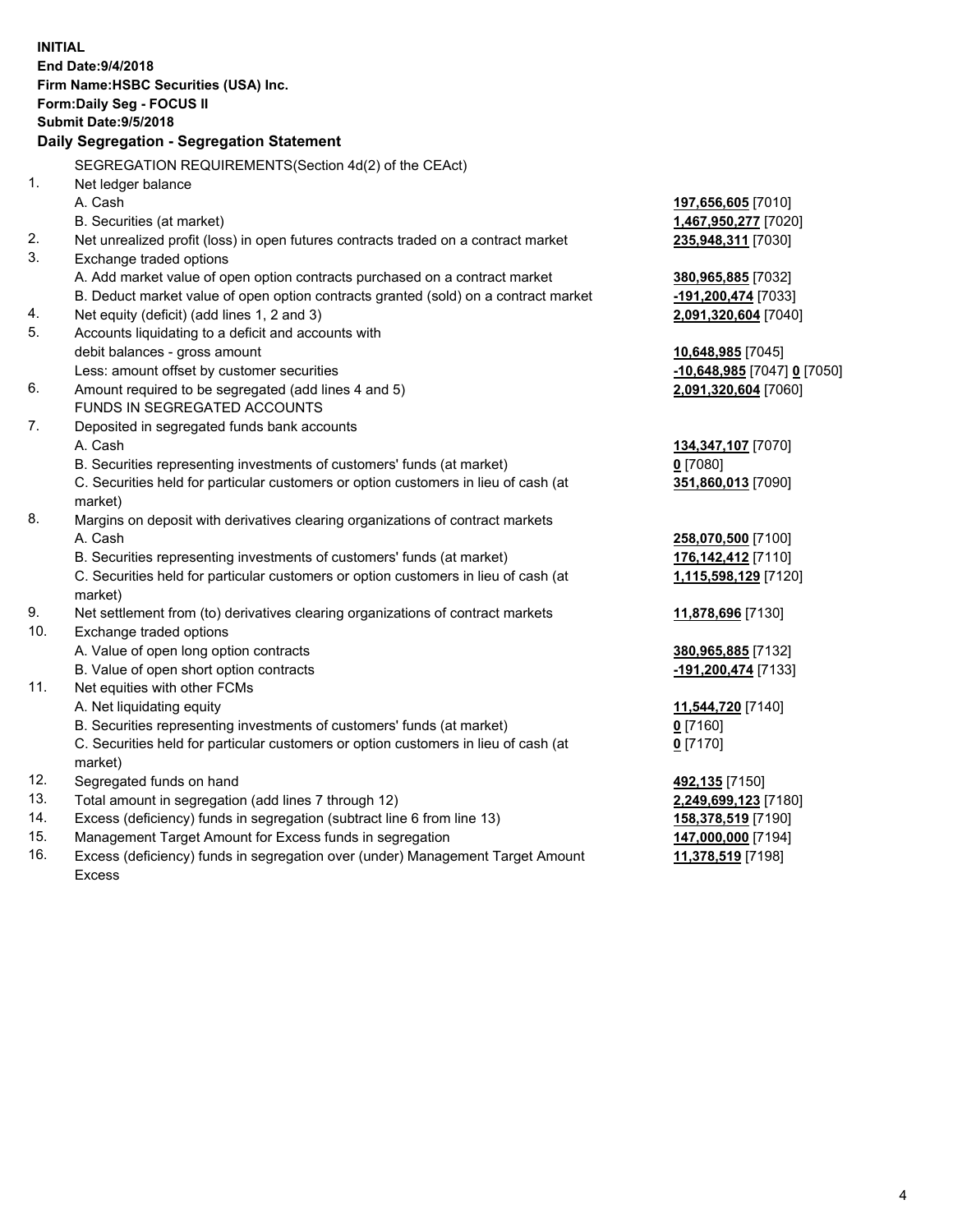**INITIAL**
**End Date:9/4/2018**
**Firm Name:HSBC Securities (USA) Inc.**
**Form:Daily Seg - FOCUS II**
**Submit Date:9/5/2018**

## Daily Segregation - Segregation Statement

SEGREGATION REQUIREMENTS(Section 4d(2) of the CEAct)

| | | |
|---|---|---|
| 1. | Net ledger balance | |
| | A. Cash | **197,656,605** [7010] |
| | B. Securities (at market) | **1,467,950,277** [7020] |
| 2. | Net unrealized profit (loss) in open futures contracts traded on a contract market | **235,948,311** [7030] |
| 3. | Exchange traded options | |
| | A. Add market value of open option contracts purchased on a contract market | **380,965,885** [7032] |
| | B. Deduct market value of open option contracts granted (sold) on a contract market | **-191,200,474** [7033] |
| 4. | Net equity (deficit) (add lines 1, 2 and 3) | **2,091,320,604** [7040] |
| 5. | Accounts liquidating to a deficit and accounts with debit balances - gross amount | **10,648,985** [7045] |
| | Less: amount offset by customer securities | **-10,648,985** [7047] **0** [7050] |
| 6. | Amount required to be segregated (add lines 4 and 5) | **2,091,320,604** [7060] |
| | FUNDS IN SEGREGATED ACCOUNTS | |
| 7. | Deposited in segregated funds bank accounts | |
| | A. Cash | **134,347,107** [7070] |
| | B. Securities representing investments of customers' funds (at market) | **0** [7080] |
| | C. Securities held for particular customers or option customers in lieu of cash (at market) | **351,860,013** [7090] |
| 8. | Margins on deposit with derivatives clearing organizations of contract markets | |
| | A. Cash | **258,070,500** [7100] |
| | B. Securities representing investments of customers' funds (at market) | **176,142,412** [7110] |
| | C. Securities held for particular customers or option customers in lieu of cash (at market) | **1,115,598,129** [7120] |
| 9. | Net settlement from (to) derivatives clearing organizations of contract markets | **11,878,696** [7130] |
| 10. | Exchange traded options | |
| | A. Value of open long option contracts | **380,965,885** [7132] |
| | B. Value of open short option contracts | **-191,200,474** [7133] |
| 11. | Net equities with other FCMs | |
| | A. Net liquidating equity | **11,544,720** [7140] |
| | B. Securities representing investments of customers' funds (at market) | **0** [7160] |
| | C. Securities held for particular customers or option customers in lieu of cash (at market) | **0** [7170] |
| 12. | Segregated funds on hand | **492,135** [7150] |
| 13. | Total amount in segregation (add lines 7 through 12) | **2,249,699,123** [7180] |
| 14. | Excess (deficiency) funds in segregation (subtract line 6 from line 13) | **158,378,519** [7190] |
| 15. | Management Target Amount for Excess funds in segregation | **147,000,000** [7194] |
| 16. | Excess (deficiency) funds in segregation over (under) Management Target Amount Excess | **11,378,519** [7198] |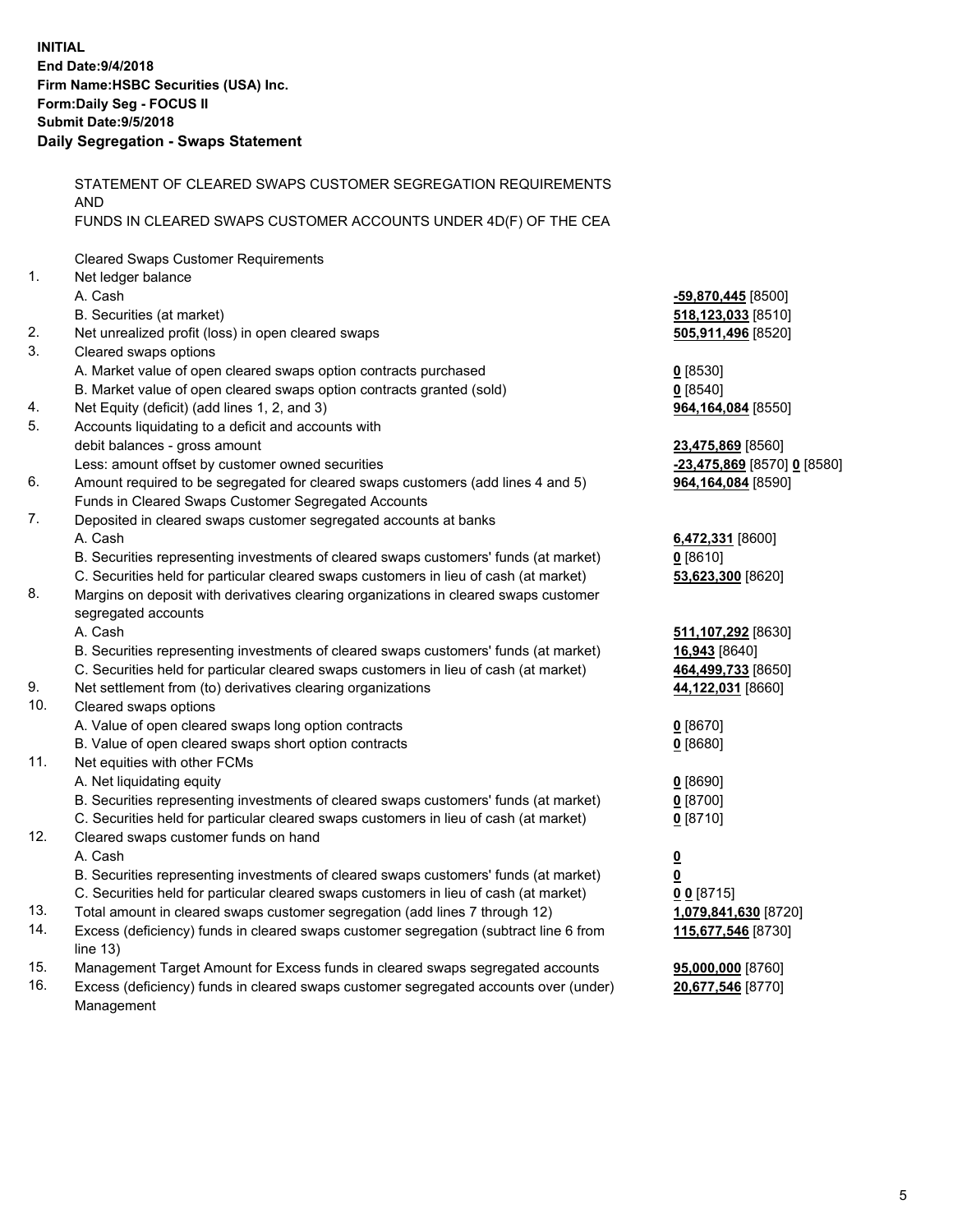**INITIAL**
**End Date:9/4/2018**
**Firm Name:HSBC Securities (USA) Inc.**
**Form:Daily Seg - FOCUS II**
**Submit Date:9/5/2018**
**Daily Segregation - Swaps Statement**

STATEMENT OF CLEARED SWAPS CUSTOMER SEGREGATION REQUIREMENTS AND FUNDS IN CLEARED SWAPS CUSTOMER ACCOUNTS UNDER 4D(F) OF THE CEA

| | | |
|---|---|---|
| | Cleared Swaps Customer Requirements | |
| 1. | Net ledger balance | |
| | A. Cash | **-59,870,445** [8500] |
| | B. Securities (at market) | **518,123,033** [8510] |
| 2. | Net unrealized profit (loss) in open cleared swaps | **505,911,496** [8520] |
| 3. | Cleared swaps options | |
| | A. Market value of open cleared swaps option contracts purchased | **0** [8530] |
| | B. Market value of open cleared swaps option contracts granted (sold) | **0** [8540] |
| 4. | Net Equity (deficit) (add lines 1, 2, and 3) | **964,164,084** [8550] |
| 5. | Accounts liquidating to a deficit and accounts with | |
| | debit balances - gross amount | **23,475,869** [8560] |
| | Less: amount offset by customer owned securities | **-23,475,869** [8570] **0** [8580] |
| 6. | Amount required to be segregated for cleared swaps customers (add lines 4 and 5) | **964,164,084** [8590] |
| | Funds in Cleared Swaps Customer Segregated Accounts | |
| 7. | Deposited in cleared swaps customer segregated accounts at banks | |
| | A. Cash | **6,472,331** [8600] |
| | B. Securities representing investments of cleared swaps customers' funds (at market) | **0** [8610] |
| | C. Securities held for particular cleared swaps customers in lieu of cash (at market) | **53,623,300** [8620] |
| 8. | Margins on deposit with derivatives clearing organizations in cleared swaps customer segregated accounts | |
| | A. Cash | **511,107,292** [8630] |
| | B. Securities representing investments of cleared swaps customers' funds (at market) | **16,943** [8640] |
| | C. Securities held for particular cleared swaps customers in lieu of cash (at market) | **464,499,733** [8650] |
| 9. | Net settlement from (to) derivatives clearing organizations | **44,122,031** [8660] |
| 10. | Cleared swaps options | |
| | A. Value of open cleared swaps long option contracts | **0** [8670] |
| | B. Value of open cleared swaps short option contracts | **0** [8680] |
| 11. | Net equities with other FCMs | |
| | A. Net liquidating equity | **0** [8690] |
| | B. Securities representing investments of cleared swaps customers' funds (at market) | **0** [8700] |
| | C. Securities held for particular cleared swaps customers in lieu of cash (at market) | **0** [8710] |
| 12. | Cleared swaps customer funds on hand | |
| | A. Cash | **0** |
| | B. Securities representing investments of cleared swaps customers' funds (at market) | **0** |
| | C. Securities held for particular cleared swaps customers in lieu of cash (at market) | **0** **0** [8715] |
| 13. | Total amount in cleared swaps customer segregation (add lines 7 through 12) | **1,079,841,630** [8720] |
| 14. | Excess (deficiency) funds in cleared swaps customer segregation (subtract line 6 from line 13) | **115,677,546** [8730] |
| 15. | Management Target Amount for Excess funds in cleared swaps segregated accounts | **95,000,000** [8760] |
| 16. | Excess (deficiency) funds in cleared swaps customer segregated accounts over (under) Management | **20,677,546** [8770] |